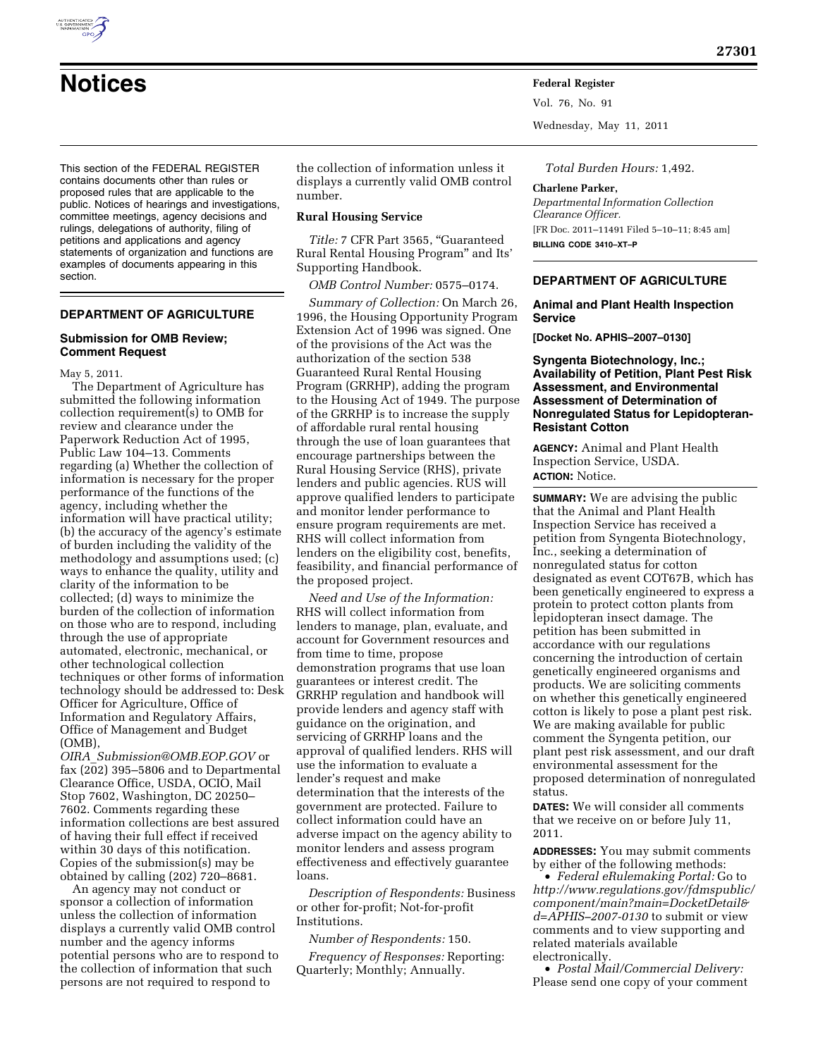# Notices

This section of the FEDERAL REGISTER contains documents other than rules or proposed rules that are applicable to the public. Notices of hearings and investigations, committee meetings, agency decisions and rulings, delegations of authority, filing of petitions and applications and agency statements of organization and functions are examples of documents appearing in this section.

## DEPARTMENT OF AGRICULTURE

### Submission for OMB Review; Comment Request

May 5, 2011.

The Department of Agriculture has submitted the following information collection requirement(s) to OMB for review and clearance under the Paperwork Reduction Act of 1995, Public Law 104–13. Comments regarding (a) Whether the collection of information is necessary for the proper performance of the functions of the agency, including whether the information will have practical utility; (b) the accuracy of the agency's estimate of burden including the validity of the methodology and assumptions used; (c) ways to enhance the quality, utility and clarity of the information to be collected; (d) ways to minimize the burden of the collection of information on those who are to respond, including through the use of appropriate automated, electronic, mechanical, or other technological collection techniques or other forms of information technology should be addressed to: Desk Officer for Agriculture, Office of Information and Regulatory Affairs, Office of Management and Budget (OMB), *OIRA_Submission@OMB.EOP.GOV* or fax (202) 395–5806 and to Departmental Clearance Office, USDA, OCIO, Mail Stop 7602, Washington, DC 20250–7602. Comments regarding these information collections are best assured of having their full effect if received within 30 days of this notification. Copies of the submission(s) may be obtained by calling (202) 720–8681.

An agency may not conduct or sponsor a collection of information unless the collection of information displays a currently valid OMB control number and the agency informs potential persons who are to respond to the collection of information that such persons are not required to respond to the collection of information unless it displays a currently valid OMB control number.

### Rural Housing Service

*Title:* 7 CFR Part 3565, "Guaranteed Rural Rental Housing Program" and Its' Supporting Handbook.

*OMB Control Number:* 0575–0174.

*Summary of Collection:* On March 26, 1996, the Housing Opportunity Program Extension Act of 1996 was signed. One of the provisions of the Act was the authorization of the section 538 Guaranteed Rural Rental Housing Program (GRRHP), adding the program to the Housing Act of 1949. The purpose of the GRRHP is to increase the supply of affordable rural rental housing through the use of loan guarantees that encourage partnerships between the Rural Housing Service (RHS), private lenders and public agencies. RUS will approve qualified lenders to participate and monitor lender performance to ensure program requirements are met. RHS will collect information from lenders on the eligibility cost, benefits, feasibility, and financial performance of the proposed project.

*Need and Use of the Information:* RHS will collect information from lenders to manage, plan, evaluate, and account for Government resources and from time to time, propose demonstration programs that use loan guarantees or interest credit. The GRRHP regulation and handbook will provide lenders and agency staff with guidance on the origination, and servicing of GRRHP loans and the approval of qualified lenders. RHS will use the information to evaluate a lender's request and make determination that the interests of the government are protected. Failure to collect information could have an adverse impact on the agency ability to monitor lenders and assess program effectiveness and effectively guarantee loans.

*Description of Respondents:* Business or other for-profit; Not-for-profit Institutions.

*Number of Respondents:* 150.

*Frequency of Responses:* Reporting: Quarterly; Monthly; Annually.

*Total Burden Hours:* 1,492.

**Charlene Parker,**

*Departmental Information Collection Clearance Officer.*

[FR Doc. 2011–11491 Filed 5–10–11; 8:45 am]

**BILLING CODE 3410–XT–P**

## DEPARTMENT OF AGRICULTURE

### Animal and Plant Health Inspection Service

**[Docket No. APHIS–2007–0130]**

### Syngenta Biotechnology, Inc.; Availability of Petition, Plant Pest Risk Assessment, and Environmental Assessment of Determination of Nonregulated Status for Lepidopteran-Resistant Cotton

**AGENCY:** Animal and Plant Health Inspection Service, USDA.

**ACTION:** Notice.

**SUMMARY:** We are advising the public that the Animal and Plant Health Inspection Service has received a petition from Syngenta Biotechnology, Inc., seeking a determination of nonregulated status for cotton designated as event COT67B, which has been genetically engineered to express a protein to protect cotton plants from lepidopteran insect damage. The petition has been submitted in accordance with our regulations concerning the introduction of certain genetically engineered organisms and products. We are soliciting comments on whether this genetically engineered cotton is likely to pose a plant pest risk. We are making available for public comment the Syngenta petition, our plant pest risk assessment, and our draft environmental assessment for the proposed determination of nonregulated status.

**DATES:** We will consider all comments that we receive on or before July 11, 2011.

**ADDRESSES:** You may submit comments by either of the following methods:

- *Federal eRulemaking Portal:* Go to *http://www.regulations.gov/fdmspublic/component/main?main=DocketDetail&d=APHIS–2007-0130* to submit or view comments and to view supporting and related materials available electronically.
- *Postal Mail/Commercial Delivery:* Please send one copy of your comment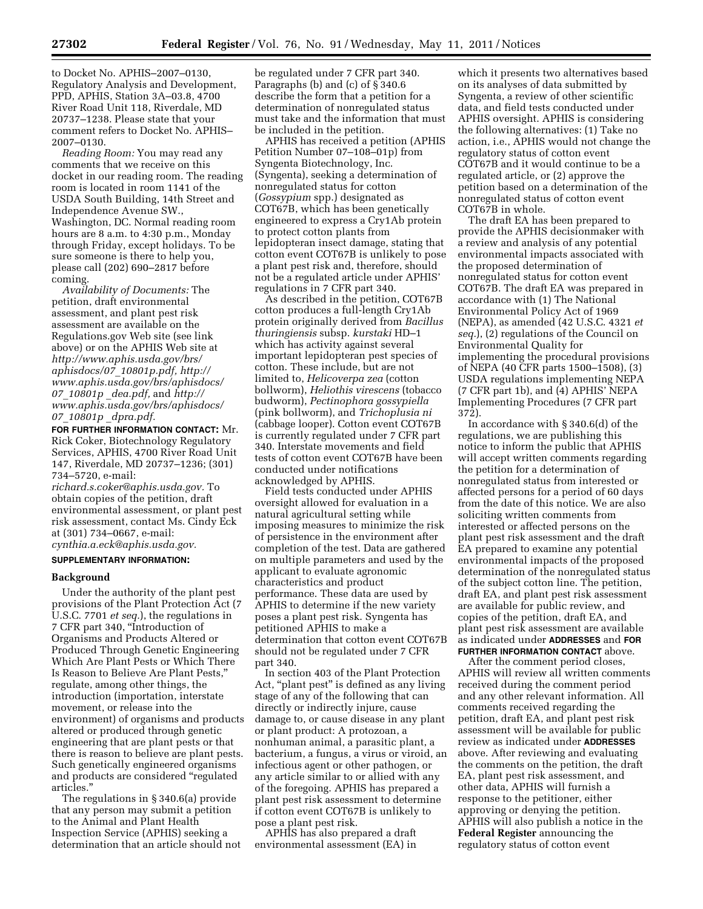to Docket No. APHIS–2007–0130, Regulatory Analysis and Development, PPD, APHIS, Station 3A–03.8, 4700 River Road Unit 118, Riverdale, MD 20737–1238. Please state that your comment refers to Docket No. APHIS–2007–0130.

*Reading Room:* You may read any comments that we receive on this docket in our reading room. The reading room is located in room 1141 of the USDA South Building, 14th Street and Independence Avenue SW., Washington, DC. Normal reading room hours are 8 a.m. to 4:30 p.m., Monday through Friday, except holidays. To be sure someone is there to help you, please call (202) 690–2817 before coming.

*Availability of Documents:* The petition, draft environmental assessment, and plant pest risk assessment are available on the Regulations.gov Web site (see link above) or on the APHIS Web site at *http://www.aphis.usda.gov/brs/aphisdocs/07_10801p.pdf, http://www.aphis.usda.gov/brs/aphisdocs/07_10801p _dea.pdf,* and *http://www.aphis.usda.gov/brs/aphisdocs/07_10801p _dpra.pdf.*

**FOR FURTHER INFORMATION CONTACT:** Mr. Rick Coker, Biotechnology Regulatory Services, APHIS, 4700 River Road Unit 147, Riverdale, MD 20737–1236; (301) 734–5720, e-mail: *richard.s.coker@aphis.usda.gov.* To obtain copies of the petition, draft environmental assessment, or plant pest risk assessment, contact Ms. Cindy Eck at (301) 734–0667, e-mail: *cynthia.a.eck@aphis.usda.gov.*

**SUPPLEMENTARY INFORMATION:**

## Background

Under the authority of the plant pest provisions of the Plant Protection Act (7 U.S.C. 7701 *et seq.*), the regulations in 7 CFR part 340, "Introduction of Organisms and Products Altered or Produced Through Genetic Engineering Which Are Plant Pests or Which There Is Reason to Believe Are Plant Pests," regulate, among other things, the introduction (importation, interstate movement, or release into the environment) of organisms and products altered or produced through genetic engineering that are plant pests or that there is reason to believe are plant pests. Such genetically engineered organisms and products are considered "regulated articles."

The regulations in § 340.6(a) provide that any person may submit a petition to the Animal and Plant Health Inspection Service (APHIS) seeking a determination that an article should not be regulated under 7 CFR part 340. Paragraphs (b) and (c) of § 340.6 describe the form that a petition for a determination of nonregulated status must take and the information that must be included in the petition.

APHIS has received a petition (APHIS Petition Number 07–108–01p) from Syngenta Biotechnology, Inc. (Syngenta), seeking a determination of nonregulated status for cotton (*Gossypium* spp.) designated as COT67B, which has been genetically engineered to express a Cry1Ab protein to protect cotton plants from lepidopteran insect damage, stating that cotton event COT67B is unlikely to pose a plant pest risk and, therefore, should not be a regulated article under APHIS' regulations in 7 CFR part 340.

As described in the petition, COT67B cotton produces a full-length Cry1Ab protein originally derived from *Bacillus thuringiensis* subsp. *kurstaki* HD–1 which has activity against several important lepidopteran pest species of cotton. These include, but are not limited to, *Helicoverpa zea* (cotton bollworm), *Heliothis virescens* (tobacco budworm), *Pectinophora gossypiella* (pink bollworm), and *Trichoplusia ni* (cabbage looper). Cotton event COT67B is currently regulated under 7 CFR part 340. Interstate movements and field tests of cotton event COT67B have been conducted under notifications acknowledged by APHIS.

Field tests conducted under APHIS oversight allowed for evaluation in a natural agricultural setting while imposing measures to minimize the risk of persistence in the environment after completion of the test. Data are gathered on multiple parameters and used by the applicant to evaluate agronomic characteristics and product performance. These data are used by APHIS to determine if the new variety poses a plant pest risk. Syngenta has petitioned APHIS to make a determination that cotton event COT67B should not be regulated under 7 CFR part 340.

In section 403 of the Plant Protection Act, "plant pest" is defined as any living stage of any of the following that can directly or indirectly injure, cause damage to, or cause disease in any plant or plant product: A protozoan, a nonhuman animal, a parasitic plant, a bacterium, a fungus, a virus or viroid, an infectious agent or other pathogen, or any article similar to or allied with any of the foregoing. APHIS has prepared a plant pest risk assessment to determine if cotton event COT67B is unlikely to pose a plant pest risk.

APHIS has also prepared a draft environmental assessment (EA) in which it presents two alternatives based on its analyses of data submitted by Syngenta, a review of other scientific data, and field tests conducted under APHIS oversight. APHIS is considering the following alternatives: (1) Take no action, i.e., APHIS would not change the regulatory status of cotton event COT67B and it would continue to be a regulated article, or (2) approve the petition based on a determination of the nonregulated status of cotton event COT67B in whole.

The draft EA has been prepared to provide the APHIS decisionmaker with a review and analysis of any potential environmental impacts associated with the proposed determination of nonregulated status for cotton event COT67B. The draft EA was prepared in accordance with (1) The National Environmental Policy Act of 1969 (NEPA), as amended (42 U.S.C. 4321 *et seq.*), (2) regulations of the Council on Environmental Quality for implementing the procedural provisions of NEPA (40 CFR parts 1500–1508), (3) USDA regulations implementing NEPA (7 CFR part 1b), and (4) APHIS' NEPA Implementing Procedures (7 CFR part 372).

In accordance with § 340.6(d) of the regulations, we are publishing this notice to inform the public that APHIS will accept written comments regarding the petition for a determination of nonregulated status from interested or affected persons for a period of 60 days from the date of this notice. We are also soliciting written comments from interested or affected persons on the plant pest risk assessment and the draft EA prepared to examine any potential environmental impacts of the proposed determination of the nonregulated status of the subject cotton line. The petition, draft EA, and plant pest risk assessment are available for public review, and copies of the petition, draft EA, and plant pest risk assessment are available as indicated under **ADDRESSES** and **FOR FURTHER INFORMATION CONTACT** above.

After the comment period closes, APHIS will review all written comments received during the comment period and any other relevant information. All comments received regarding the petition, draft EA, and plant pest risk assessment will be available for public review as indicated under **ADDRESSES** above. After reviewing and evaluating the comments on the petition, the draft EA, plant pest risk assessment, and other data, APHIS will furnish a response to the petitioner, either approving or denying the petition. APHIS will also publish a notice in the **Federal Register** announcing the regulatory status of cotton event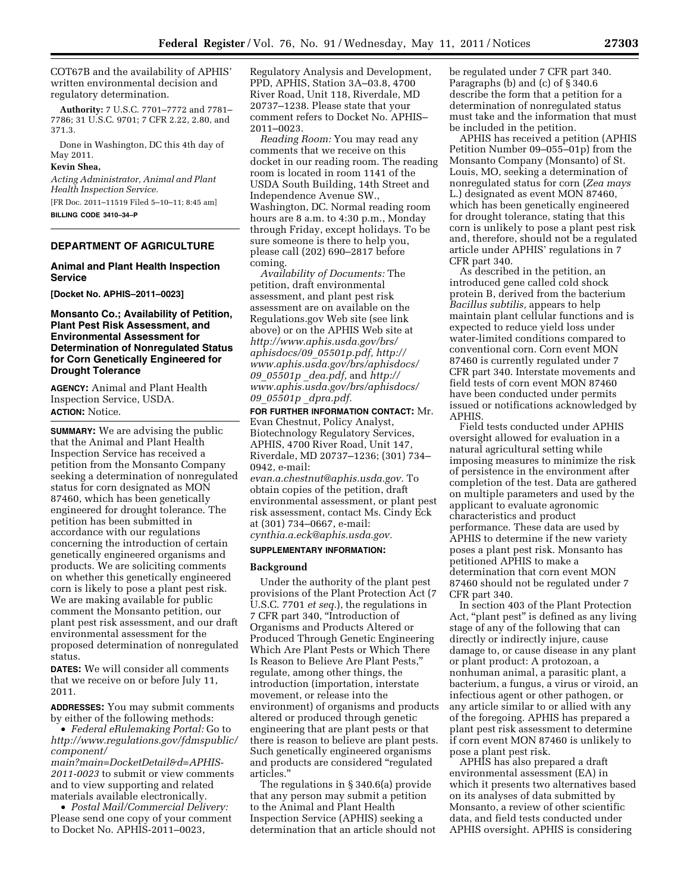COT67B and the availability of APHIS' written environmental decision and regulatory determination.

**Authority:** 7 U.S.C. 7701–7772 and 7781–7786; 31 U.S.C. 9701; 7 CFR 2.22, 2.80, and 371.3.

Done in Washington, DC this 4th day of May 2011.

**Kevin Shea,**

*Acting Administrator, Animal and Plant Health Inspection Service.*

[FR Doc. 2011–11519 Filed 5–10–11; 8:45 am]

**BILLING CODE 3410–34–P**

## DEPARTMENT OF AGRICULTURE

### Animal and Plant Health Inspection Service

**[Docket No. APHIS–2011–0023]**

### Monsanto Co.; Availability of Petition, Plant Pest Risk Assessment, and Environmental Assessment for Determination of Nonregulated Status for Corn Genetically Engineered for Drought Tolerance

**AGENCY:** Animal and Plant Health Inspection Service, USDA.

**ACTION:** Notice.

**SUMMARY:** We are advising the public that the Animal and Plant Health Inspection Service has received a petition from the Monsanto Company seeking a determination of nonregulated status for corn designated as MON 87460, which has been genetically engineered for drought tolerance. The petition has been submitted in accordance with our regulations concerning the introduction of certain genetically engineered organisms and products. We are soliciting comments on whether this genetically engineered corn is likely to pose a plant pest risk. We are making available for public comment the Monsanto petition, our plant pest risk assessment, and our draft environmental assessment for the proposed determination of nonregulated status.

**DATES:** We will consider all comments that we receive on or before July 11, 2011.

**ADDRESSES:** You may submit comments by either of the following methods:

- *Federal eRulemaking Portal:* Go to *http://www.regulations.gov/fdmspublic/component/main?main=DocketDetail&d=APHIS-2011-0023* to submit or view comments and to view supporting and related materials available electronically.
- *Postal Mail/Commercial Delivery:* Please send one copy of your comment to Docket No. APHIS-2011–0023, Regulatory Analysis and Development, PPD, APHIS, Station 3A–03.8, 4700 River Road, Unit 118, Riverdale, MD 20737–1238. Please state that your comment refers to Docket No. APHIS–2011–0023.

*Reading Room:* You may read any comments that we receive on this docket in our reading room. The reading room is located in room 1141 of the USDA South Building, 14th Street and Independence Avenue SW., Washington, DC. Normal reading room hours are 8 a.m. to 4:30 p.m., Monday through Friday, except holidays. To be sure someone is there to help you, please call (202) 690–2817 before coming.

*Availability of Documents:* The petition, draft environmental assessment, and plant pest risk assessment are on available on the Regulations.gov Web site (see link above) or on the APHIS Web site at *http://www.aphis.usda.gov/brs/aphisdocs/09_05501p.pdf, http://www.aphis.usda.gov/brs/aphisdocs/09_05501p _dea.pdf,* and *http://www.aphis.usda.gov/brs/aphisdocs/09_05501p _dpra.pdf.*

**FOR FURTHER INFORMATION CONTACT:** Mr. Evan Chestnut, Policy Analyst, Biotechnology Regulatory Services, APHIS, 4700 River Road, Unit 147, Riverdale, MD 20737–1236; (301) 734–0942, e-mail: *evan.a.chestnut@aphis.usda.gov.* To obtain copies of the petition, draft environmental assessment, or plant pest risk assessment, contact Ms. Cindy Eck at (301) 734–0667, e-mail: *cynthia.a.eck@aphis.usda.gov.*

**SUPPLEMENTARY INFORMATION:**

#### Background

Under the authority of the plant pest provisions of the Plant Protection Act (7 U.S.C. 7701 *et seq.*), the regulations in 7 CFR part 340, "Introduction of Organisms and Products Altered or Produced Through Genetic Engineering Which Are Plant Pests or Which There Is Reason to Believe Are Plant Pests," regulate, among other things, the introduction (importation, interstate movement, or release into the environment) of organisms and products altered or produced through genetic engineering that are plant pests or that there is reason to believe are plant pests. Such genetically engineered organisms and products are considered "regulated articles."

The regulations in § 340.6(a) provide that any person may submit a petition to the Animal and Plant Health Inspection Service (APHIS) seeking a determination that an article should not be regulated under 7 CFR part 340. Paragraphs (b) and (c) of § 340.6 describe the form that a petition for a determination of nonregulated status must take and the information that must be included in the petition.

APHIS has received a petition (APHIS Petition Number 09–055–01p) from the Monsanto Company (Monsanto) of St. Louis, MO, seeking a determination of nonregulated status for corn (*Zea mays* L.) designated as event MON 87460, which has been genetically engineered for drought tolerance, stating that this corn is unlikely to pose a plant pest risk and, therefore, should not be a regulated article under APHIS' regulations in 7 CFR part 340.

As described in the petition, an introduced gene called cold shock protein B, derived from the bacterium *Bacillus subtilis,* appears to help maintain plant cellular functions and is expected to reduce yield loss under water-limited conditions compared to conventional corn. Corn event MON 87460 is currently regulated under 7 CFR part 340. Interstate movements and field tests of corn event MON 87460 have been conducted under permits issued or notifications acknowledged by APHIS.

Field tests conducted under APHIS oversight allowed for evaluation in a natural agricultural setting while imposing measures to minimize the risk of persistence in the environment after completion of the test. Data are gathered on multiple parameters and used by the applicant to evaluate agronomic characteristics and product performance. These data are used by APHIS to determine if the new variety poses a plant pest risk. Monsanto has petitioned APHIS to make a determination that corn event MON 87460 should not be regulated under 7 CFR part 340.

In section 403 of the Plant Protection Act, "plant pest" is defined as any living stage of any of the following that can directly or indirectly injure, cause damage to, or cause disease in any plant or plant product: A protozoan, a nonhuman animal, a parasitic plant, a bacterium, a fungus, a virus or viroid, an infectious agent or other pathogen, or any article similar to or allied with any of the foregoing. APHIS has prepared a plant pest risk assessment to determine if corn event MON 87460 is unlikely to pose a plant pest risk.

APHIS has also prepared a draft environmental assessment (EA) in which it presents two alternatives based on its analyses of data submitted by Monsanto, a review of other scientific data, and field tests conducted under APHIS oversight. APHIS is considering